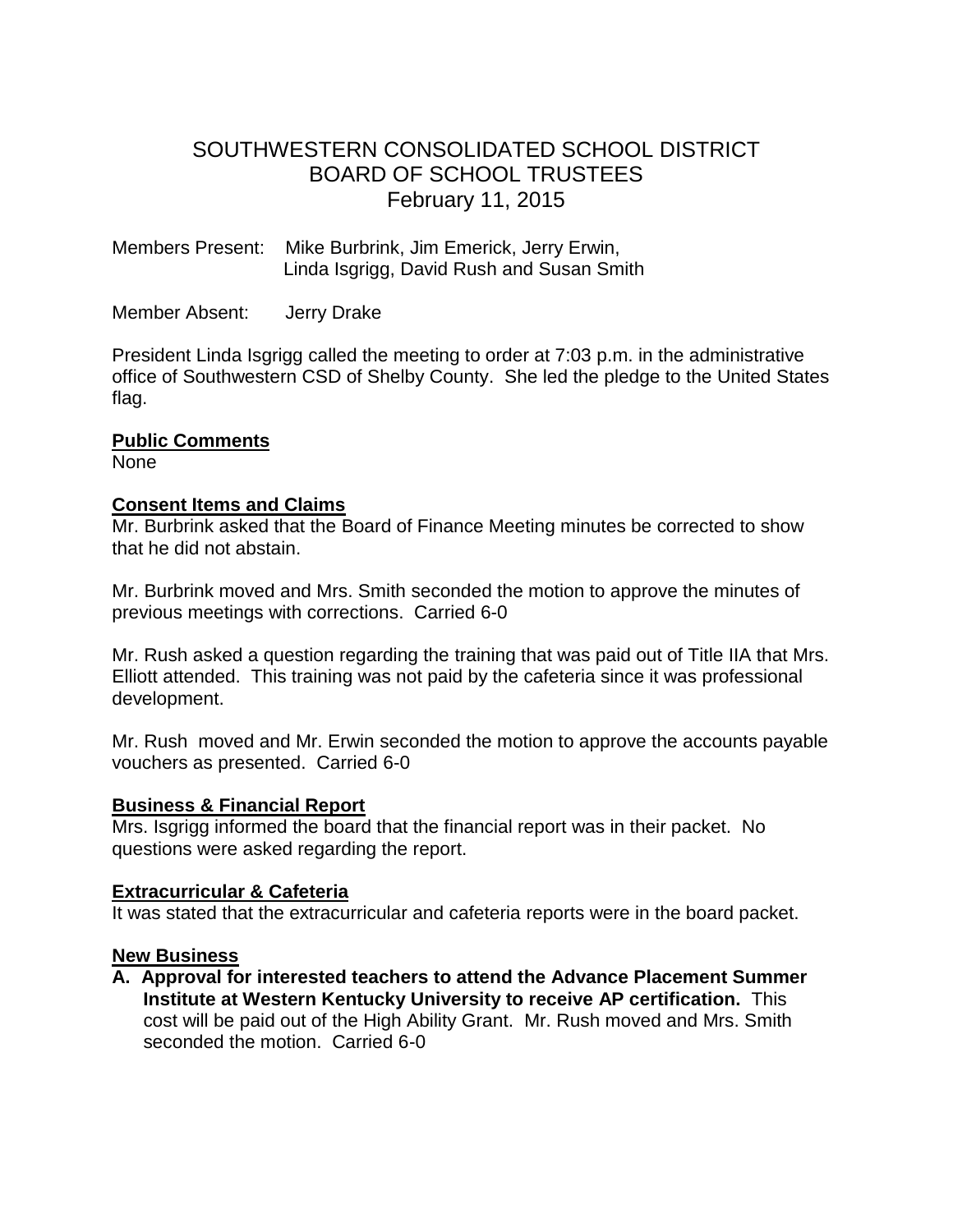# SOUTHWESTERN CONSOLIDATED SCHOOL DISTRICT
## BOARD OF SCHOOL TRUSTEES
### February 11, 2015

Members Present: Mike Burbrink, Jim Emerick, Jerry Erwin, Linda Isgrigg, David Rush and Susan Smith

Member Absent: Jerry Drake

President Linda Isgrigg called the meeting to order at 7:03 p.m. in the administrative office of Southwestern CSD of Shelby County. She led the pledge to the United States flag.

**Public Comments**

None

**Consent Items and Claims**

Mr. Burbrink asked that the Board of Finance Meeting minutes be corrected to show that he did not abstain.

Mr. Burbrink moved and Mrs. Smith seconded the motion to approve the minutes of previous meetings with corrections. Carried 6-0

Mr. Rush asked a question regarding the training that was paid out of Title IIA that Mrs. Elliott attended. This training was not paid by the cafeteria since it was professional development.

Mr. Rush moved and Mr. Erwin seconded the motion to approve the accounts payable vouchers as presented. Carried 6-0

**Business & Financial Report**

Mrs. Isgrigg informed the board that the financial report was in their packet. No questions were asked regarding the report.

**Extracurricular & Cafeteria**

It was stated that the extracurricular and cafeteria reports were in the board packet.

**New Business**

**A. Approval for interested teachers to attend the Advance Placement Summer Institute at Western Kentucky University to receive AP certification.** This cost will be paid out of the High Ability Grant. Mr. Rush moved and Mrs. Smith seconded the motion. Carried 6-0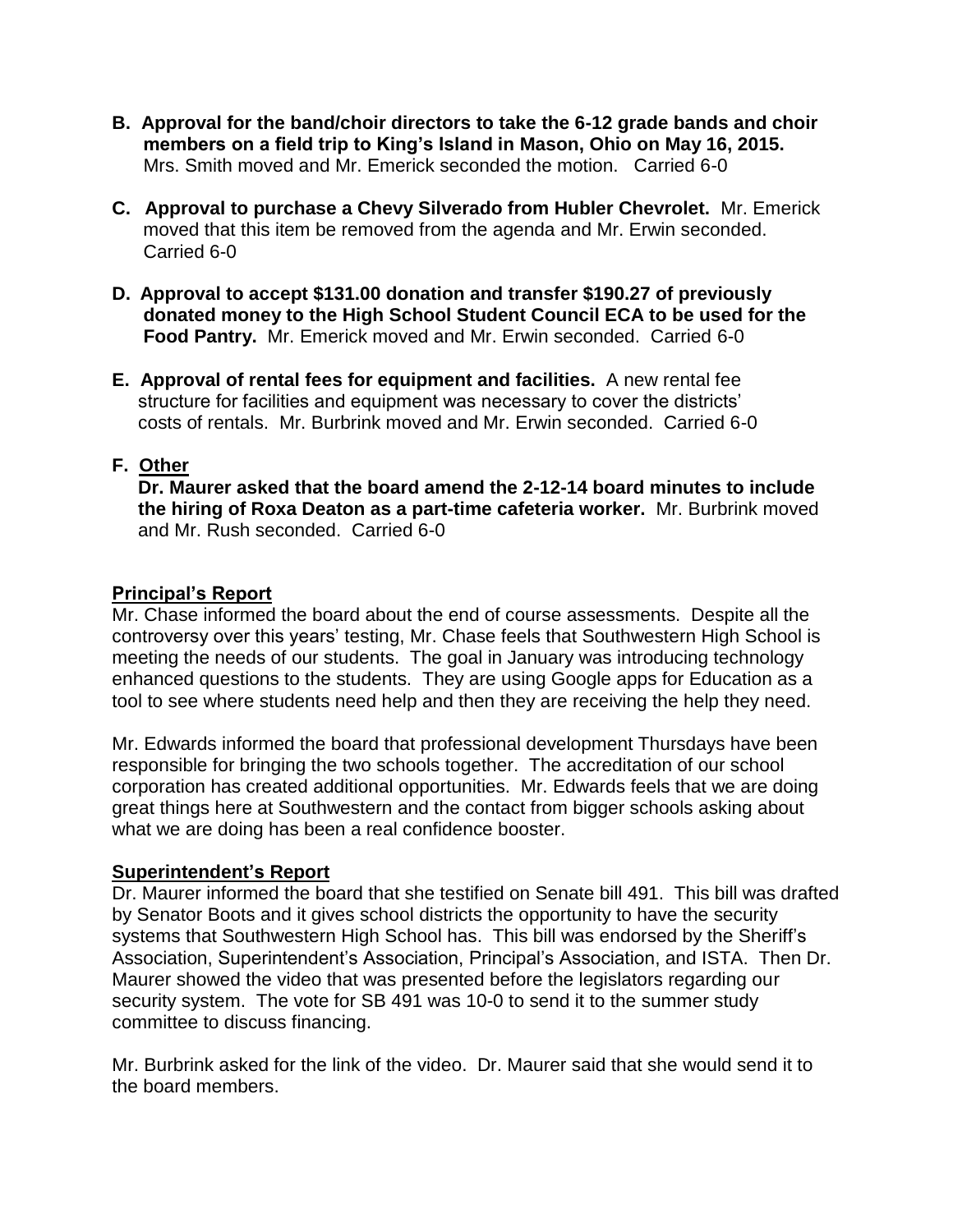**B. Approval for the band/choir directors to take the 6-12 grade bands and choir members on a field trip to King's Island in Mason, Ohio on May 16, 2015.** Mrs. Smith moved and Mr. Emerick seconded the motion. Carried 6-0

**C. Approval to purchase a Chevy Silverado from Hubler Chevrolet.** Mr. Emerick moved that this item be removed from the agenda and Mr. Erwin seconded. Carried 6-0

**D. Approval to accept $131.00 donation and transfer $190.27 of previously donated money to the High School Student Council ECA to be used for the Food Pantry.** Mr. Emerick moved and Mr. Erwin seconded. Carried 6-0

**E. Approval of rental fees for equipment and facilities.** A new rental fee structure for facilities and equipment was necessary to cover the districts' costs of rentals. Mr. Burbrink moved and Mr. Erwin seconded. Carried 6-0

**F. <u>Other</u>**

**Dr. Maurer asked that the board amend the 2-12-14 board minutes to include the hiring of Roxa Deaton as a part-time cafeteria worker.** Mr. Burbrink moved and Mr. Rush seconded. Carried 6-0

## Principal's Report

Mr. Chase informed the board about the end of course assessments. Despite all the controversy over this years' testing, Mr. Chase feels that Southwestern High School is meeting the needs of our students. The goal in January was introducing technology enhanced questions to the students. They are using Google apps for Education as a tool to see where students need help and then they are receiving the help they need.

Mr. Edwards informed the board that professional development Thursdays have been responsible for bringing the two schools together. The accreditation of our school corporation has created additional opportunities. Mr. Edwards feels that we are doing great things here at Southwestern and the contact from bigger schools asking about what we are doing has been a real confidence booster.

## Superintendent's Report

Dr. Maurer informed the board that she testified on Senate bill 491. This bill was drafted by Senator Boots and it gives school districts the opportunity to have the security systems that Southwestern High School has. This bill was endorsed by the Sheriff's Association, Superintendent's Association, Principal's Association, and ISTA. Then Dr. Maurer showed the video that was presented before the legislators regarding our security system. The vote for SB 491 was 10-0 to send it to the summer study committee to discuss financing.

Mr. Burbrink asked for the link of the video. Dr. Maurer said that she would send it to the board members.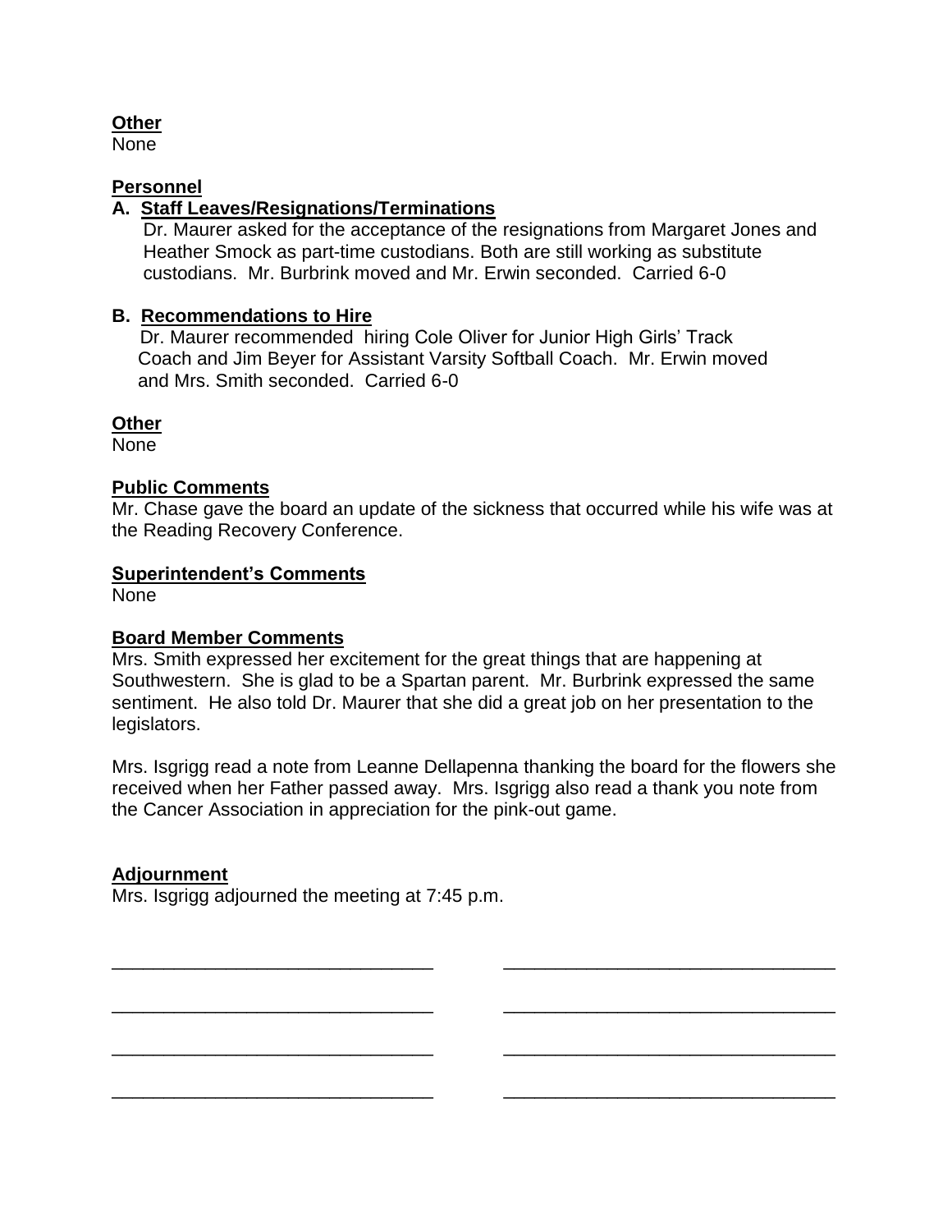**Other**
None

**Personnel**

**A. Staff Leaves/Resignations/Terminations**

Dr. Maurer asked for the acceptance of the resignations from Margaret Jones and Heather Smock as part-time custodians. Both are still working as substitute custodians. Mr. Burbrink moved and Mr. Erwin seconded. Carried 6-0

**B. Recommendations to Hire**

Dr. Maurer recommended hiring Cole Oliver for Junior High Girls' Track Coach and Jim Beyer for Assistant Varsity Softball Coach. Mr. Erwin moved and Mrs. Smith seconded. Carried 6-0

**Other**
None

**Public Comments**
Mr. Chase gave the board an update of the sickness that occurred while his wife was at the Reading Recovery Conference.

**Superintendent's Comments**
None

**Board Member Comments**
Mrs. Smith expressed her excitement for the great things that are happening at Southwestern. She is glad to be a Spartan parent. Mr. Burbrink expressed the same sentiment. He also told Dr. Maurer that she did a great job on her presentation to the legislators.

Mrs. Isgrigg read a note from Leanne Dellapenna thanking the board for the flowers she received when her Father passed away. Mrs. Isgrigg also read a thank you note from the Cancer Association in appreciation for the pink-out game.

**Adjournment**
Mrs. Isgrigg adjourned the meeting at 7:45 p.m.

| | |
|---|---|
| ______________________________ | ______________________________ |
| ______________________________ | ______________________________ |
| ______________________________ | ______________________________ |
| ______________________________ | ______________________________ |